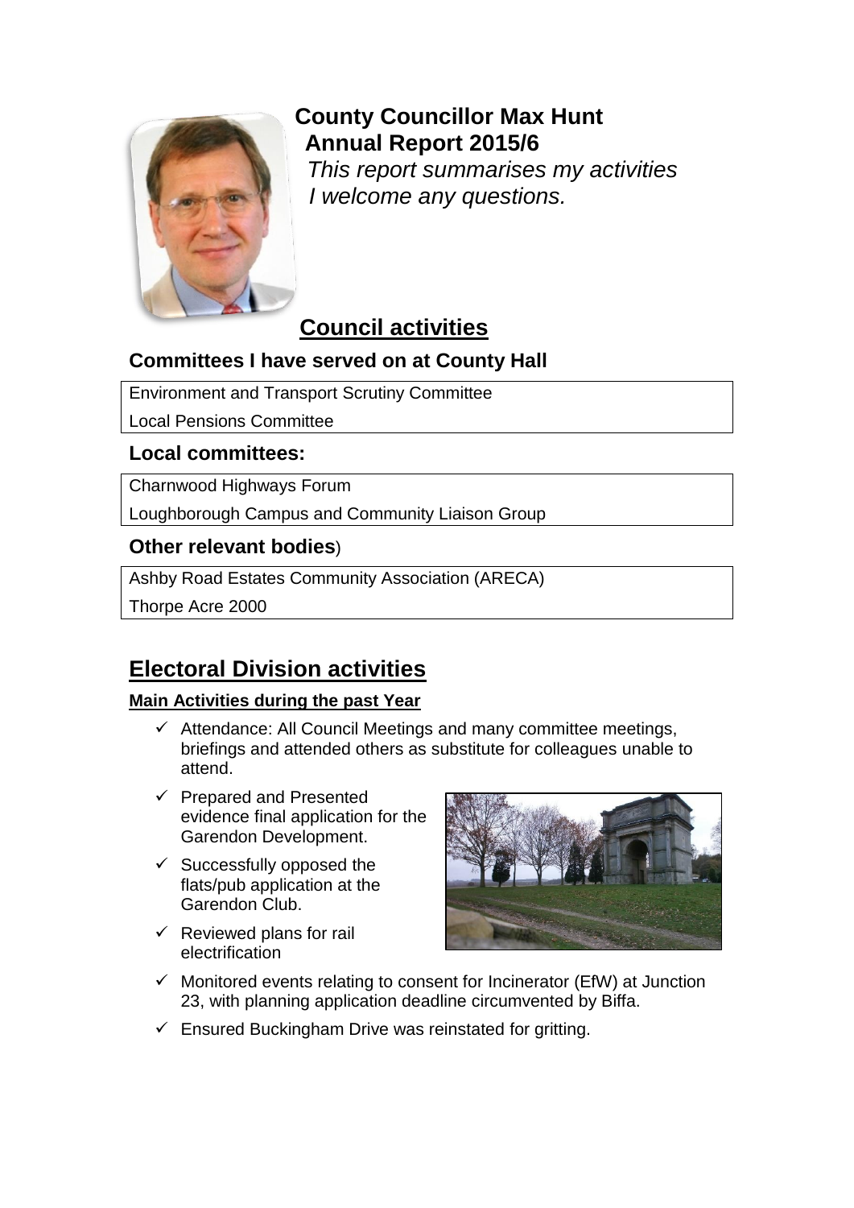# County Councillor Max Hunt
## Annual Report 2015/6

*This report summarises my activities*
*I welcome any questions.*

## Council activities

### Committees I have served on at County Hall

| Environment and Transport Scrutiny Committee |
|---|
| Local Pensions Committee |

### Local committees:

| Charnwood Highways Forum |
|---|
| Loughborough Campus and Community Liaison Group |

### Other relevant bodies)

| Ashby Road Estates Community Association (ARECA) |
|---|
| Thorpe Acre 2000 |

## Electoral Division activities

**Main Activities during the past Year**

- ✓ Attendance: All Council Meetings and many committee meetings, briefings and attended others as substitute for colleagues unable to attend.
- ✓ Prepared and Presented evidence final application for the Garendon Development.
- ✓ Successfully opposed the flats/pub application at the Garendon Club.
- ✓ Reviewed plans for rail electrification
- ✓ Monitored events relating to consent for Incinerator (EfW) at Junction 23, with planning application deadline circumvented by Biffa.
- ✓ Ensured Buckingham Drive was reinstated for gritting.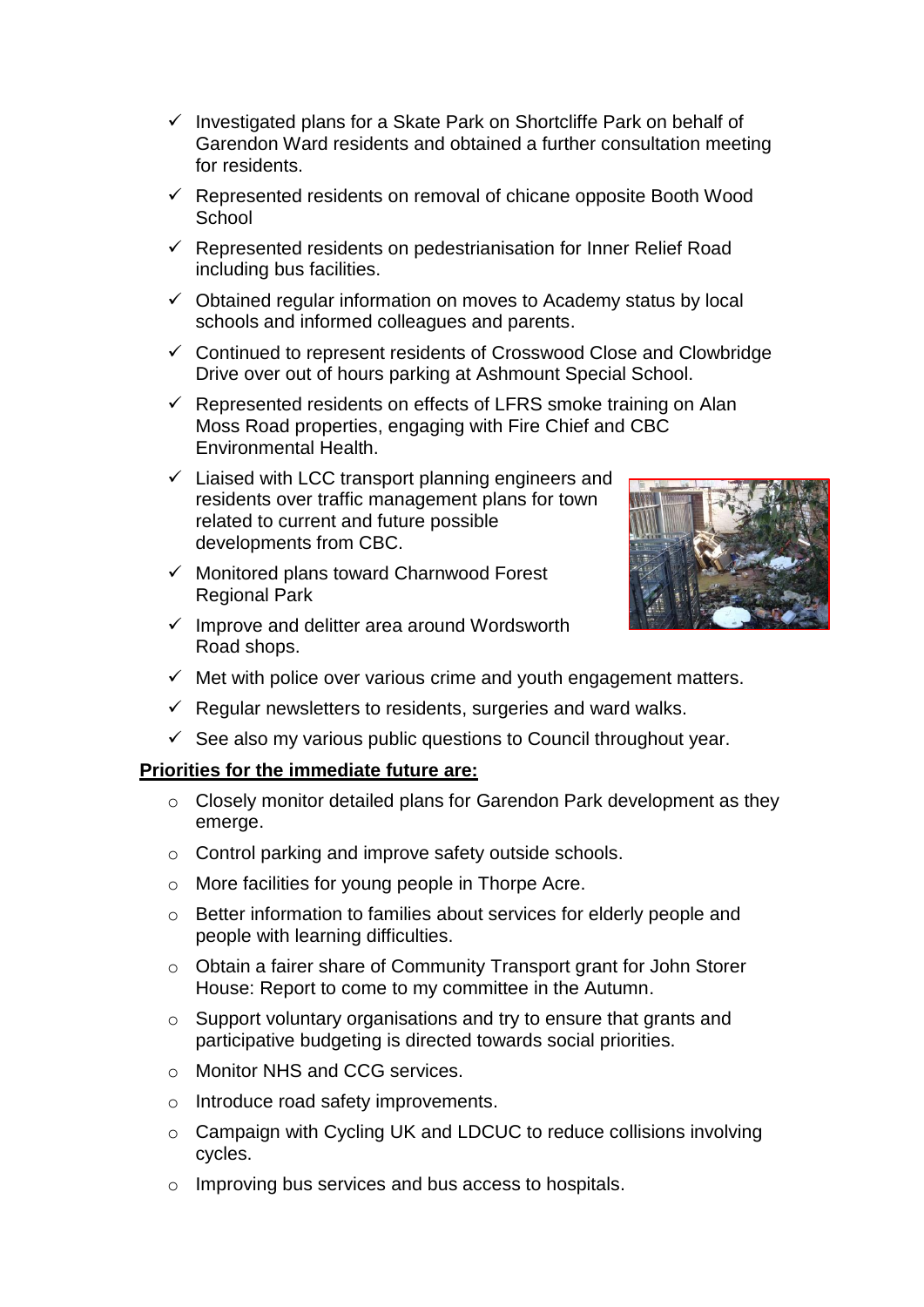- ✓ Investigated plans for a Skate Park on Shortcliffe Park on behalf of Garendon Ward residents and obtained a further consultation meeting for residents.
- ✓ Represented residents on removal of chicane opposite Booth Wood School
- ✓ Represented residents on pedestrianisation for Inner Relief Road including bus facilities.
- ✓ Obtained regular information on moves to Academy status by local schools and informed colleagues and parents.
- ✓ Continued to represent residents of Crosswood Close and Clowbridge Drive over out of hours parking at Ashmount Special School.
- ✓ Represented residents on effects of LFRS smoke training on Alan Moss Road properties, engaging with Fire Chief and CBC Environmental Health.
- ✓ Liaised with LCC transport planning engineers and residents over traffic management plans for town related to current and future possible developments from CBC.
- ✓ Monitored plans toward Charnwood Forest Regional Park
- ✓ Improve and delitter area around Wordsworth Road shops.
- ✓ Met with police over various crime and youth engagement matters.
- ✓ Regular newsletters to residents, surgeries and ward walks.
- ✓ See also my various public questions to Council throughout year.

**Priorities for the immediate future are:**

- Closely monitor detailed plans for Garendon Park development as they emerge.
- Control parking and improve safety outside schools.
- More facilities for young people in Thorpe Acre.
- Better information to families about services for elderly people and people with learning difficulties.
- Obtain a fairer share of Community Transport grant for John Storer House: Report to come to my committee in the Autumn.
- Support voluntary organisations and try to ensure that grants and participative budgeting is directed towards social priorities.
- Monitor NHS and CCG services.
- Introduce road safety improvements.
- Campaign with Cycling UK and LDCUC to reduce collisions involving cycles.
- Improving bus services and bus access to hospitals.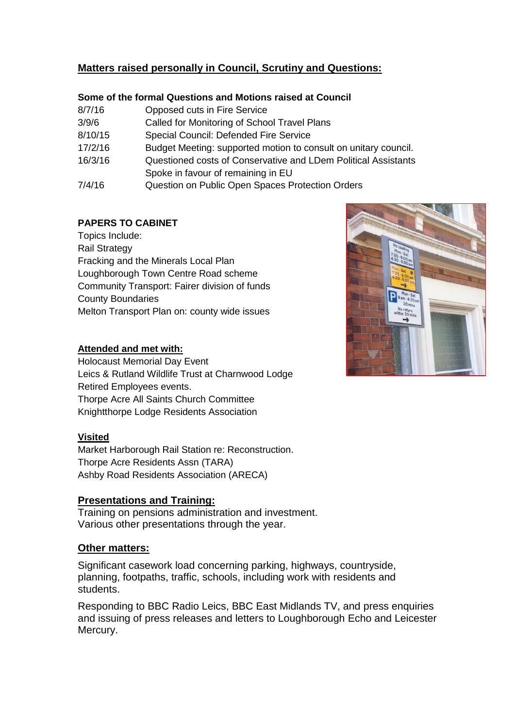## Matters raised personally in Council, Scrutiny and Questions:

**Some of the formal Questions and Motions raised at Council**

| | |
|---|---|
| 8/7/16 | Opposed cuts in Fire Service |
| 3/9/6 | Called for Monitoring of School Travel Plans |
| 8/10/15 | Special Council: Defended Fire Service |
| 17/2/16 | Budget Meeting: supported motion to consult on unitary council. |
| 16/3/16 | Questioned costs of Conservative and LDem Political Assistants<br>Spoke in favour of remaining in EU |
| 7/4/16 | Question on Public Open Spaces Protection Orders |

**PAPERS TO CABINET**

Topics Include:
Rail Strategy
Fracking and the Minerals Local Plan
Loughborough Town Centre Road scheme
Community Transport: Fairer division of funds
County Boundaries
Melton Transport Plan on: county wide issues

**Attended and met with:**

Holocaust Memorial Day Event
Leics & Rutland Wildlife Trust at Charnwood Lodge
Retired Employees events.
Thorpe Acre All Saints Church Committee
Knightthorpe Lodge Residents Association

**Visited**

Market Harborough Rail Station re: Reconstruction.
Thorpe Acre Residents Assn (TARA)
Ashby Road Residents Association (ARECA)

**Presentations and Training:**

Training on pensions administration and investment.
Various other presentations through the year.

**Other matters:**

Significant casework load concerning parking, highways, countryside, planning, footpaths, traffic, schools, including work with residents and students.

Responding to BBC Radio Leics, BBC East Midlands TV, and press enquiries and issuing of press releases and letters to Loughborough Echo and Leicester Mercury.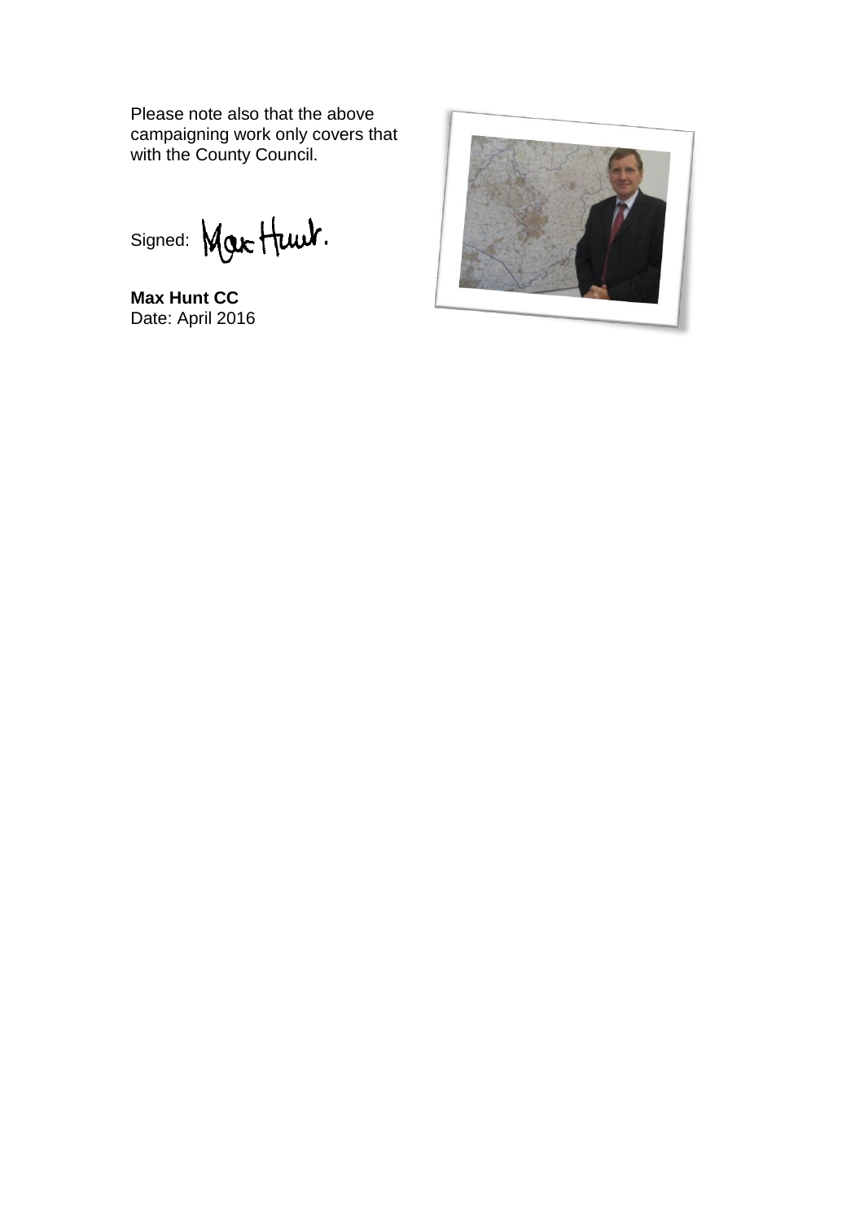Please note also that the above campaigning work only covers that with the County Council.

Signed: Max Hunt.

**Max Hunt CC**
Date: April 2016